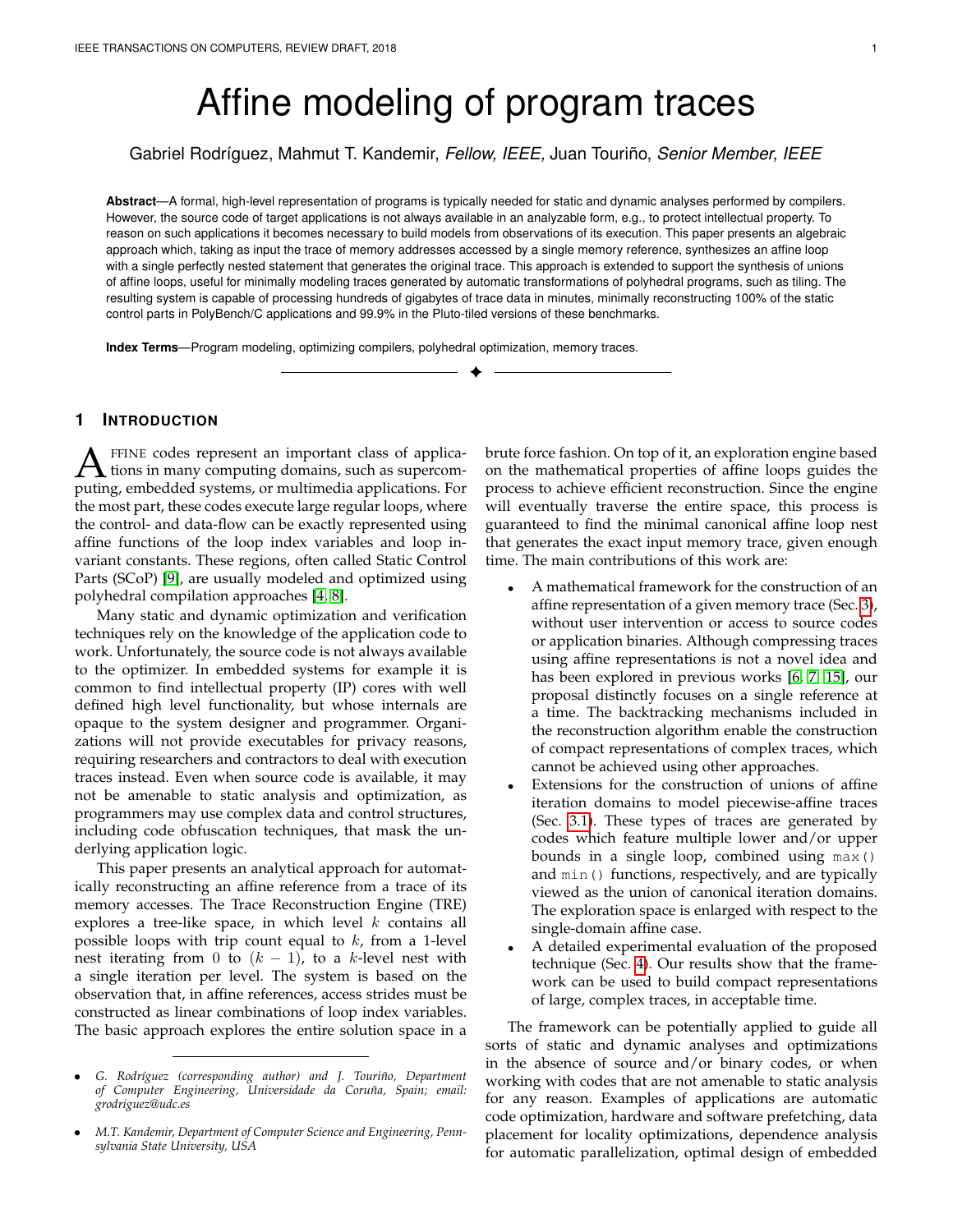# Affine modeling of program traces

Gabriel Rodríguez, Mahmut T. Kandemir, *Fellow, IEEE*, Juan Touriño, *Senior Member, IEEE*

**Abstract**—A formal, high-level representation of programs is typically needed for static and dynamic analyses performed by compilers. However, the source code of target applications is not always available in an analyzable form, e.g., to protect intellectual property. To reason on such applications it becomes necessary to build models from observations of its execution. This paper presents an algebraic approach which, taking as input the trace of memory addresses accessed by a single memory reference, synthesizes an affine loop with a single perfectly nested statement that generates the original trace. This approach is extended to support the synthesis of unions of affine loops, useful for minimally modeling traces generated by automatic transformations of polyhedral programs, such as tiling. The resulting system is capable of processing hundreds of gigabytes of trace data in minutes, minimally reconstructing 100% of the static control parts in PolyBench/C applications and 99.9% in the Pluto-tiled versions of these benchmarks.

**Index Terms**—Program modeling, optimizing compilers, polyhedral optimization, memory traces.

## 1 Introduction

Affine codes represent an important class of applications in many computing domains, such as supercomputing, embedded systems, or multimedia applications. For the most part, these codes execute large regular loops, where the control- and data-flow can be exactly represented using affine functions of the loop index variables and loop invariant constants. These regions, often called Static Control Parts (SCoP) [9], are usually modeled and optimized using polyhedral compilation approaches [4, 8].

Many static and dynamic optimization and verification techniques rely on the knowledge of the application code to work. Unfortunately, the source code is not always available to the optimizer. In embedded systems for example it is common to find intellectual property (IP) cores with well defined high level functionality, but whose internals are opaque to the system designer and programmer. Organizations will not provide executables for privacy reasons, requiring researchers and contractors to deal with execution traces instead. Even when source code is available, it may not be amenable to static analysis and optimization, as programmers may use complex data and control structures, including code obfuscation techniques, that mask the underlying application logic.

This paper presents an analytical approach for automatically reconstructing an affine reference from a trace of its memory accesses. The Trace Reconstruction Engine (TRE) explores a tree-like space, in which level $k$ contains all possible loops with trip count equal to $k$, from a 1-level nest iterating from 0 to $(k-1)$, to a $k$-level nest with a single iteration per level. The system is based on the observation that, in affine references, access strides must be constructed as linear combinations of loop index variables. The basic approach explores the entire solution space in a brute force fashion. On top of it, an exploration engine based on the mathematical properties of affine loops guides the process to achieve efficient reconstruction. Since the engine will eventually traverse the entire space, this process is guaranteed to find the minimal canonical affine loop nest that generates the exact input memory trace, given enough time. The main contributions of this work are:

- A mathematical framework for the construction of an affine representation of a given memory trace (Sec. 3), without user intervention or access to source codes or application binaries. Although compressing traces using affine representations is not a novel idea and has been explored in previous works [6, 7, 15], our proposal distinctly focuses on a single reference at a time. The backtracking mechanisms included in the reconstruction algorithm enable the construction of compact representations of complex traces, which cannot be achieved using other approaches.
- Extensions for the construction of unions of affine iteration domains to model piecewise-affine traces (Sec. 3.1). These types of traces are generated by codes which feature multiple lower and/or upper bounds in a single loop, combined using `max()` and `min()` functions, respectively, and are typically viewed as the union of canonical iteration domains. The exploration space is enlarged with respect to the single-domain affine case.
- A detailed experimental evaluation of the proposed technique (Sec. 4). Our results show that the framework can be used to build compact representations of large, complex traces, in acceptable time.

The framework can be potentially applied to guide all sorts of static and dynamic analyses and optimizations in the absence of source and/or binary codes, or when working with codes that are not amenable to static analysis for any reason. Examples of applications are automatic code optimization, hardware and software prefetching, data placement for locality optimizations, dependence analysis for automatic parallelization, optimal design of embedded

---

- *G. Rodríguez (corresponding author) and J. Touriño, Department of Computer Engineering, Universidade da Coruña, Spain; email: grodriguez@udc.es*
- *M.T. Kandemir, Department of Computer Science and Engineering, Pennsylvania State University, USA*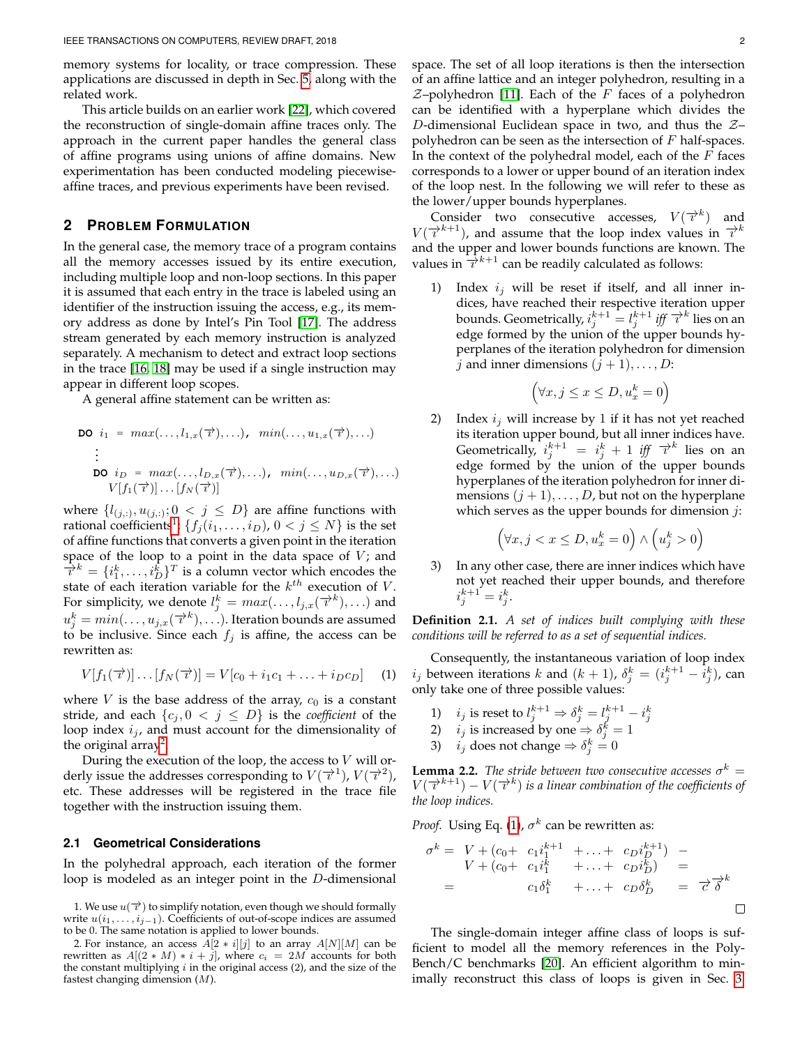memory systems for locality, or trace compression. These applications are discussed in depth in Sec. 5, along with the related work.

This article builds on an earlier work [22], which covered the reconstruction of single-domain affine traces only. The approach in the current paper handles the general class of affine programs using unions of affine domains. New experimentation has been conducted modeling piecewise-affine traces, and previous experiments have been revised.

## 2 Problem Formulation

In the general case, the memory trace of a program contains all the memory accesses issued by its entire execution, including multiple loop and non-loop sections. In this paper it is assumed that each entry in the trace is labeled using an identifier of the instruction issuing the access, e.g., its memory address as done by Intel's Pin Tool [17]. The address stream generated by each memory instruction is analyzed separately. A mechanism to detect and extract loop sections in the trace [16, 18] may be used if a single instruction may appear in different loop scopes.

A general affine statement can be written as:

$$
\begin{array}{l}
\textbf{DO } i_1 = max(\ldots, l_{1,x}(\vec{\imath}), \ldots),\ min(\ldots, u_{1,x}(\vec{\imath}), \ldots) \\
\quad \vdots \\
\quad \textbf{DO } i_D = max(\ldots, l_{D,x}(\vec{\imath}), \ldots),\ min(\ldots, u_{D,x}(\vec{\imath}), \ldots) \\
\qquad V[f_1(\vec{\imath})] \ldots [f_N(\vec{\imath})]
\end{array}
$$

where $\{l_{(j,:)}, u_{(j,:)}; 0 < j \le D\}$ are affine functions with rational coefficients[1]; $\{f_j(i_1, \ldots, i_D),\ 0 < j \le N\}$ is the set of affine functions that converts a given point in the iteration space of the loop to a point in the data space of $V$; and $\vec{\imath}^k = \{i_1^k, \ldots, i_D^k\}^T$ is a column vector which encodes the state of each iteration variable for the $k^{th}$ execution of $V$. For simplicity, we denote $l_j^k = max(\ldots, l_{j,x}(\vec{\imath}^k), \ldots)$ and $u_j^k = min(\ldots, u_{j,x}(\vec{\imath}^k), \ldots)$. Iteration bounds are assumed to be inclusive. Since each $f_j$ is affine, the access can be rewritten as:

$$
V[f_1(\vec{\imath})] \ldots [f_N(\vec{\imath})] = V[c_0 + i_1 c_1 + \ldots + i_D c_D] \quad (1)
$$

where $V$ is the base address of the array, $c_0$ is a constant stride, and each $\{c_j, 0 < j \le D\}$ is the *coefficient* of the loop index $i_j$, and must account for the dimensionality of the original array[2].

During the execution of the loop, the access to $V$ will orderly issue the addresses corresponding to $V(\vec{\imath}^1)$, $V(\vec{\imath}^2)$, etc. These addresses will be registered in the trace file together with the instruction issuing them.

### 2.1 Geometrical Considerations

In the polyhedral approach, each iteration of the former loop is modeled as an integer point in the $D$-dimensional space. The set of all loop iterations is then the intersection of an affine lattice and an integer polyhedron, resulting in a $\mathcal{Z}$–polyhedron [11]. Each of the $F$ faces of a polyhedron can be identified with a hyperplane which divides the $D$-dimensional Euclidean space in two, and thus the $\mathcal{Z}$–polyhedron can be seen as the intersection of $F$ half-spaces. In the context of the polyhedral model, each of the $F$ faces corresponds to a lower or upper bound of an iteration index of the loop nest. In the following we will refer to these as the lower/upper bounds hyperplanes.

Consider two consecutive accesses, $V(\vec{\imath}^k)$ and $V(\vec{\imath}^{k+1})$, and assume that the loop index values in $\vec{\imath}^k$ and the upper and lower bounds functions are known. The values in $\vec{\imath}^{k+1}$ can be readily calculated as follows:

1) Index $i_j$ will be reset if itself, and all inner indices, have reached their respective iteration upper bounds. Geometrically, $i_j^{k+1} = l_j^{k+1}$ *iff* $\vec{\imath}^k$ lies on an edge formed by the union of the upper bounds hyperplanes of the iteration polyhedron for dimension $j$ and inner dimensions $(j+1), \ldots, D$:

$$
\left(\forall x, j \le x \le D, u_x^k = 0\right)
$$

2) Index $i_j$ will increase by 1 if it has not yet reached its iteration upper bound, but all inner indices have. Geometrically, $i_j^{k+1} = i_j^k + 1$ *iff* $\vec{\imath}^k$ lies on an edge formed by the union of the upper bounds hyperplanes of the iteration polyhedron for inner dimensions $(j+1), \ldots, D$, but not on the hyperplane which serves as the upper bounds for dimension $j$:

$$
\left(\forall x, j < x \le D, u_x^k = 0\right) \wedge \left(u_j^k > 0\right)
$$

3) In any other case, there are inner indices which have not yet reached their upper bounds, and therefore $i_j^{k+1} = i_j^k$.

**Definition 2.1.** *A set of indices built complying with these conditions will be referred to as a set of sequential indices.*

Consequently, the instantaneous variation of loop index $i_j$ between iterations $k$ and $(k+1)$, $\delta_j^k = (i_j^{k+1} - i_j^k)$, can only take one of three possible values:

1) $i_j$ is reset to $l_j^{k+1} \Rightarrow \delta_j^k = l_j^{k+1} - i_j^k$
2) $i_j$ is increased by one $\Rightarrow \delta_j^k = 1$
3) $i_j$ does not change $\Rightarrow \delta_j^k = 0$

**Lemma 2.2.** *The stride between two consecutive accesses $\sigma^k = V(\vec{\imath}^{k+1}) - V(\vec{\imath}^k)$ is a linear combination of the coefficients of the loop indices.*

*Proof.* Using Eq. (1), $\sigma^k$ can be rewritten as:

$$
\begin{aligned}
\sigma^k = &\ V + (c_0 + c_1 i_1^{k+1} + \ldots + c_D i_D^{k+1}) - \\
&\ V + (c_0 + c_1 i_1^k + \ldots + c_D i_D^k) = \\
= &\ c_1 \delta_1^k + \ldots + c_D \delta_D^k = \vec{c}\,\vec{\delta}^k
\end{aligned}
$$

□

The single-domain integer affine class of loops is sufficient to model all the memory references in the PolyBench/C benchmarks [20]. An efficient algorithm to minimally reconstruct this class of loops is given in Sec. 3.

---

1. We use $u(\vec{\imath})$ to simplify notation, even though we should formally write $u(i_1, \ldots, i_{j-1})$. Coefficients of out-of-scope indices are assumed to be 0. The same notation is applied to lower bounds.

2. For instance, an access $A[2*i][j]$ to an array $A[N][M]$ can be rewritten as $A[(2*M)*i+j]$, where $c_i = 2M$ accounts for both the constant multiplying $i$ in the original access (2), and the size of the fastest changing dimension ($M$).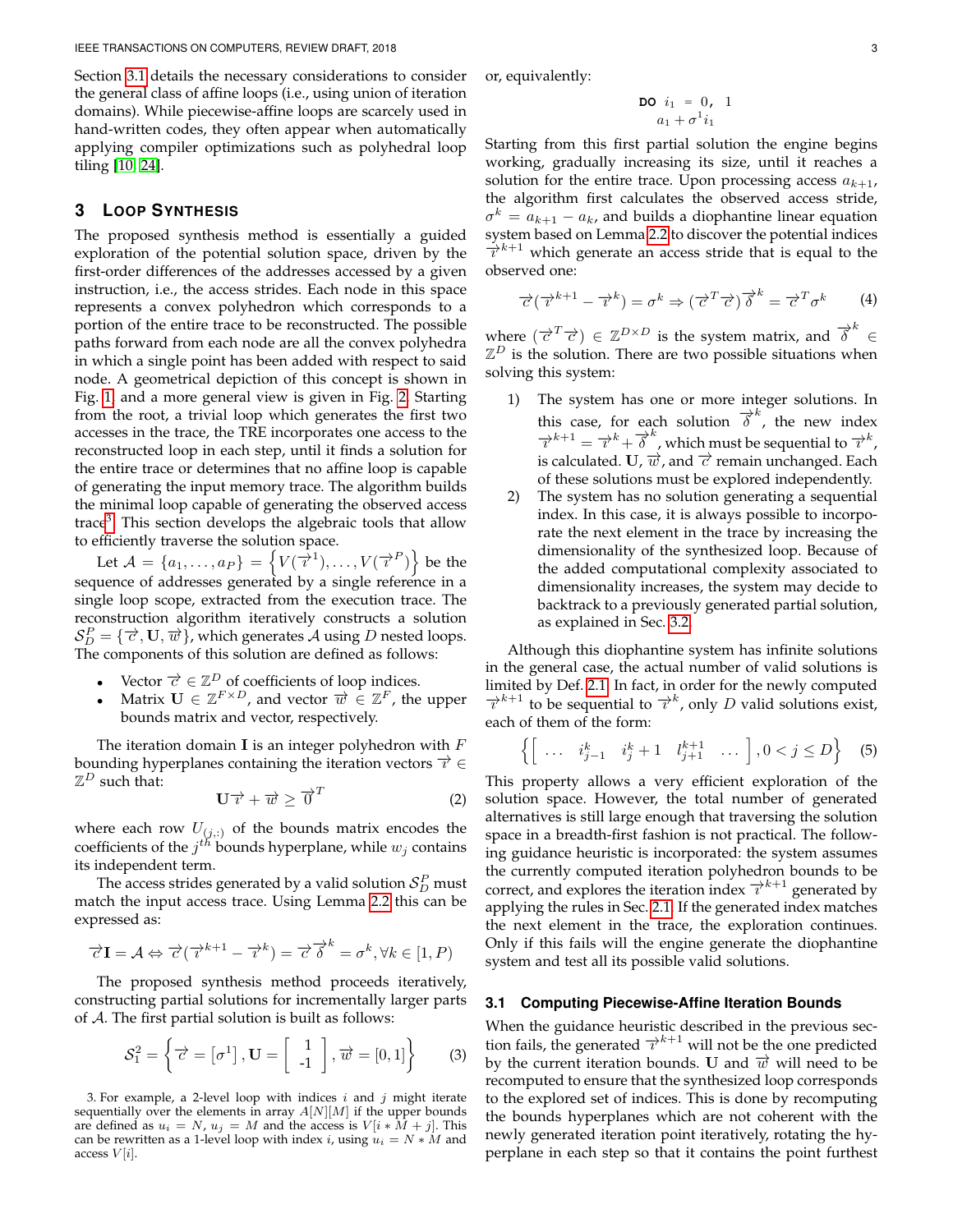Section 3.1 details the necessary considerations to consider the general class of affine loops (i.e., using union of iteration domains). While piecewise-affine loops are scarcely used in hand-written codes, they often appear when automatically applying compiler optimizations such as polyhedral loop tiling [10], [24].

## 3 Loop Synthesis

The proposed synthesis method is essentially a guided exploration of the potential solution space, driven by the first-order differences of the addresses accessed by a given instruction, i.e., the access strides. Each node in this space represents a convex polyhedron which corresponds to a portion of the entire trace to be reconstructed. The possible paths forward from each node are all the convex polyhedra in which a single point has been added with respect to said node. A geometrical depiction of this concept is shown in Fig. 1 and a more general view is given in Fig. 2. Starting from the root, a trivial loop which generates the first two accesses in the trace, the TRE incorporates one access to the reconstructed loop in each step, until it finds a solution for the entire trace or determines that no affine loop is capable of generating the input memory trace. The algorithm builds the minimal loop capable of generating the observed access trace[3]. This section develops the algebraic tools that allow to efficiently traverse the solution space.

Let $\mathcal{A} = \{a_1, \ldots, a_P\} = \left\{V(\vec{\imath}^1), \ldots, V(\vec{\imath}^P)\right\}$ be the sequence of addresses generated by a single reference in a single loop scope, extracted from the execution trace. The reconstruction algorithm iteratively constructs a solution $\mathcal{S}_D^P = \{\vec{c}, \mathbf{U}, \vec{w}\}$, which generates $\mathcal{A}$ using $D$ nested loops. The components of this solution are defined as follows:

- Vector $\vec{c} \in \mathbb{Z}^D$ of coefficients of loop indices.
- Matrix $\mathbf{U} \in \mathbb{Z}^{F \times D}$, and vector $\vec{w} \in \mathbb{Z}^F$, the upper bounds matrix and vector, respectively.

The iteration domain $\mathbf{I}$ is an integer polyhedron with $F$ bounding hyperplanes containing the iteration vectors $\vec{\imath} \in \mathbb{Z}^D$ such that:

$$\mathbf{U}\vec{\imath} + \vec{w} \geq \vec{0}^T \tag{2}$$

where each row $U_{(j,:)}$ of the bounds matrix encodes the coefficients of the $j^{th}$ bounds hyperplane, while $w_j$ contains its independent term.

The access strides generated by a valid solution $\mathcal{S}_D^P$ must match the input access trace. Using Lemma 2.2 this can be expressed as:

$$\vec{c}\mathbf{I} = \mathcal{A} \Leftrightarrow \vec{c}(\vec{\imath}^{k+1} - \vec{\imath}^k) = \vec{c}\vec{\delta}^k = \sigma^k, \forall k \in [1, P)$$

The proposed synthesis method proceeds iteratively, constructing partial solutions for incrementally larger parts of $\mathcal{A}$. The first partial solution is built as follows:

$$\mathcal{S}_1^2 = \left\{\vec{c} = \left[\sigma^1\right], \mathbf{U} = \begin{bmatrix} 1 \\ \text{-}1 \end{bmatrix}, \vec{w} = [0, 1]\right\} \tag{3}$$

or, equivalently:

```
DO i1 = 0, 1
  a1 + σ1 i1
```

Starting from this first partial solution the engine begins working, gradually increasing its size, until it reaches a solution for the entire trace. Upon processing access $a_{k+1}$, the algorithm first calculates the observed access stride, $\sigma^k = a_{k+1} - a_k$, and builds a diophantine linear equation system based on Lemma 2.2 to discover the potential indices $\vec{\imath}^{k+1}$ which generate an access stride that is equal to the observed one:

$$\vec{c}(\vec{\imath}^{k+1} - \vec{\imath}^k) = \sigma^k \Rightarrow (\vec{c}^T\vec{c})\vec{\delta}^k = \vec{c}^T\sigma^k \tag{4}$$

where $(\vec{c}^T\vec{c}) \in \mathbb{Z}^{D \times D}$ is the system matrix, and $\vec{\delta}^k \in \mathbb{Z}^D$ is the solution. There are two possible situations when solving this system:

1) The system has one or more integer solutions. In this case, for each solution $\vec{\delta}^k$, the new index $\vec{\imath}^{k+1} = \vec{\imath}^k + \vec{\delta}^k$, which must be sequential to $\vec{\imath}^k$, is calculated. $\mathbf{U}$, $\vec{w}$, and $\vec{c}$ remain unchanged. Each of these solutions must be explored independently.
2) The system has no solution generating a sequential index. In this case, it is always possible to incorporate the next element in the trace by increasing the dimensionality of the synthesized loop. Because of the added computational complexity associated to dimensionality increases, the system may decide to backtrack to a previously generated partial solution, as explained in Sec. 3.2.

Although this diophantine system has infinite solutions in the general case, the actual number of valid solutions is limited by Def. 2.1. In fact, in order for the newly computed $\vec{\imath}^{k+1}$ to be sequential to $\vec{\imath}^k$, only $D$ valid solutions exist, each of them of the form:

$$\left\{\left[\begin{array}{ccccc} \ldots & i_{j-1}^k & i_j^k + 1 & l_{j+1}^{k+1} & \ldots \end{array}\right], 0 < j \leq D\right\} \tag{5}$$

This property allows a very efficient exploration of the solution space. However, the total number of generated alternatives is still large enough that traversing the solution space in a breadth-first fashion is not practical. The following guidance heuristic is incorporated: the system assumes the currently computed iteration polyhedron bounds to be correct, and explores the iteration index $\vec{\imath}^{k+1}$ generated by applying the rules in Sec. 2.1. If the generated index matches the next element in the trace, the exploration continues. Only if this fails will the engine generate the diophantine system and test all its possible valid solutions.

### 3.1 Computing Piecewise-Affine Iteration Bounds

When the guidance heuristic described in the previous section fails, the generated $\vec{\imath}^{k+1}$ will not be the one predicted by the current iteration bounds. $\mathbf{U}$ and $\vec{w}$ will need to be recomputed to ensure that the synthesized loop corresponds to the explored set of indices. This is done by recomputing the bounds hyperplanes which are not coherent with the newly generated iteration point iteratively, rotating the hyperplane in each step so that it contains the point furthest

3. For example, a 2-level loop with indices $i$ and $j$ might iterate sequentially over the elements in array $A[N][M]$ if the upper bounds are defined as $u_i = N$, $u_j = M$ and the access is $V[i * M + j]$. This can be rewritten as a 1-level loop with index $i$, using $u_i = N * M$ and access $V[i]$.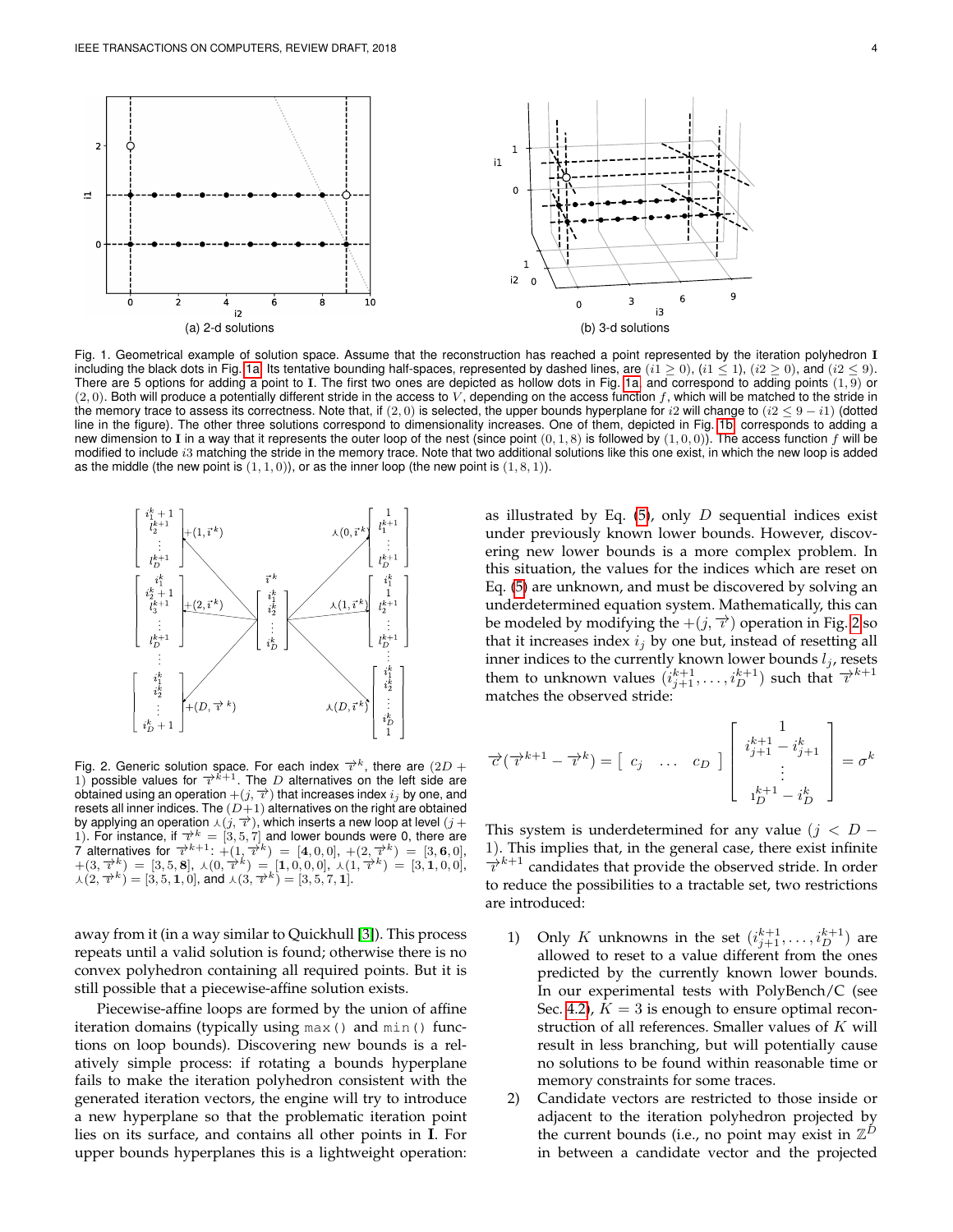Fig. 1. Geometrical example of solution space. Assume that the reconstruction has reached a point represented by the iteration polyhedron $\mathbf{I}$ including the black dots in Fig. 1a. Its tentative bounding half-spaces, represented by dashed lines, are $(i1 \geq 0)$, $(i1 \leq 1)$, $(i2 \geq 0)$, and $(i2 \leq 9)$. There are 5 options for adding a point to $\mathbf{I}$. The first two ones are depicted as hollow dots in Fig. 1a and correspond to adding points $(1, 9)$ or $(2, 0)$. Both will produce a potentially different stride in the access to $V$, depending on the access function $f$, which will be matched to the stride in the memory trace to assess its correctness. Note that, if $(2, 0)$ is selected, the upper bounds hyperplane for $i2$ will change to $(i2 \leq 9 - i1)$ (dotted line in the figure). The other three solutions correspond to dimensionality increases. One of them, depicted in Fig. 1b, corresponds to adding a new dimension to $\mathbf{I}$ in a way that it represents the outer loop of the nest (since point $(0, 1, 8)$) is followed by $(1, 0, 0)$). The access function $f$ will be modified to include $i3$ matching the stride in the memory trace. Note that two additional solutions like this one exist, in which the new loop is added as the middle (the new point is $(1, 1, 0)$), or as the inner loop (the new point is $(1, 8, 1)$).

Fig. 2. Generic solution space. For each index $\overrightarrow{i}^k$, there are $(2D + 1)$ possible values for $\overrightarrow{i}^{k+1}$. The $D$ alternatives on the left side are obtained using an operation $+(j, \overrightarrow{i})$ that increases index $i_j$ by one, and resets all inner indices. The $(D+1)$ alternatives on the right are obtained by applying an operation $\curlywedge(j, \overrightarrow{i})$, which inserts a new loop at level $(j + 1)$. For instance, if $\overrightarrow{i}^k = [3, 5, 7]$ and lower bounds were 0, there are 7 alternatives for $\overrightarrow{i}^{k+1}$: $+(1, \overrightarrow{i}^k) = [\mathbf{4}, 0, 0]$, $+(2, \overrightarrow{i}^k) = [3, \mathbf{6}, 0]$, $+(3, \overrightarrow{i}^k) = [3, 5, \mathbf{8}]$, $\curlywedge(0, \overrightarrow{i}^k) = [\mathbf{1}, 0, 0, 0]$, $\curlywedge(1, \overrightarrow{i}^k) = [3, \mathbf{1}, 0, 0]$, $\curlywedge(2, \overrightarrow{i}^k) = [3, 5, \mathbf{1}, 0]$, and $\curlywedge(3, \overrightarrow{i}^k) = [3, 5, 7, \mathbf{1}]$.

away from it (in a way similar to Quickhull [3]). This process repeats until a valid solution is found; otherwise there is no convex polyhedron containing all required points. But it is still possible that a piecewise-affine solution exists.

Piecewise-affine loops are formed by the union of affine iteration domains (typically using `max()` and `min()` functions on loop bounds). Discovering new bounds is a relatively simple process: if rotating a bounds hyperplane fails to make the iteration polyhedron consistent with the generated iteration vectors, the engine will try to introduce a new hyperplane so that the problematic iteration point lies on its surface, and contains all other points in $\mathbf{I}$. For upper bounds hyperplanes this is a lightweight operation: as illustrated by Eq. (5), only $D$ sequential indices exist under previously known lower bounds. However, discovering new lower bounds is a more complex problem. In this situation, the values for the indices which are reset on Eq. (5) are unknown, and must be discovered by solving an underdetermined equation system. Mathematically, this can be modeled by modifying the $+(j, \overrightarrow{i})$ operation in Fig. 2 so that it increases index $i_j$ by one but, instead of resetting all inner indices to the currently known lower bounds $l_j$, resets them to unknown values $(i_{j+1}^{k+1}, \ldots, i_D^{k+1})$ such that $\overrightarrow{i}^{k+1}$ matches the observed stride:

$$
\overrightarrow{c}(\overrightarrow{i}^{k+1} - \overrightarrow{i}^k) = \begin{bmatrix} c_j & \ldots & c_D \end{bmatrix} \begin{bmatrix} 1 \\ i_{j+1}^{k+1} - i_{j+1}^k \\ \vdots \\ i_D^{k+1} - i_D^k \end{bmatrix} = \sigma^k
$$

This system is underdetermined for any value $(j < D - 1)$. This implies that, in the general case, there exist infinite $\overrightarrow{i}^{k+1}$ candidates that provide the observed stride. In order to reduce the possibilities to a tractable set, two restrictions are introduced:

1) Only $K$ unknowns in the set $(i_{j+1}^{k+1}, \ldots, i_D^{k+1})$ are allowed to reset to a value different from the ones predicted by the currently known lower bounds. In our experimental tests with PolyBench/C (see Sec. 4.2), $K = 3$ is enough to ensure optimal reconstruction of all references. Smaller values of $K$ will result in less branching, but will potentially cause no solutions to be found within reasonable time or memory constraints for some traces.
2) Candidate vectors are restricted to those inside or adjacent to the iteration polyhedron projected by the current bounds (i.e., no point may exist in $\mathbb{Z}^D$ in between a candidate vector and the projected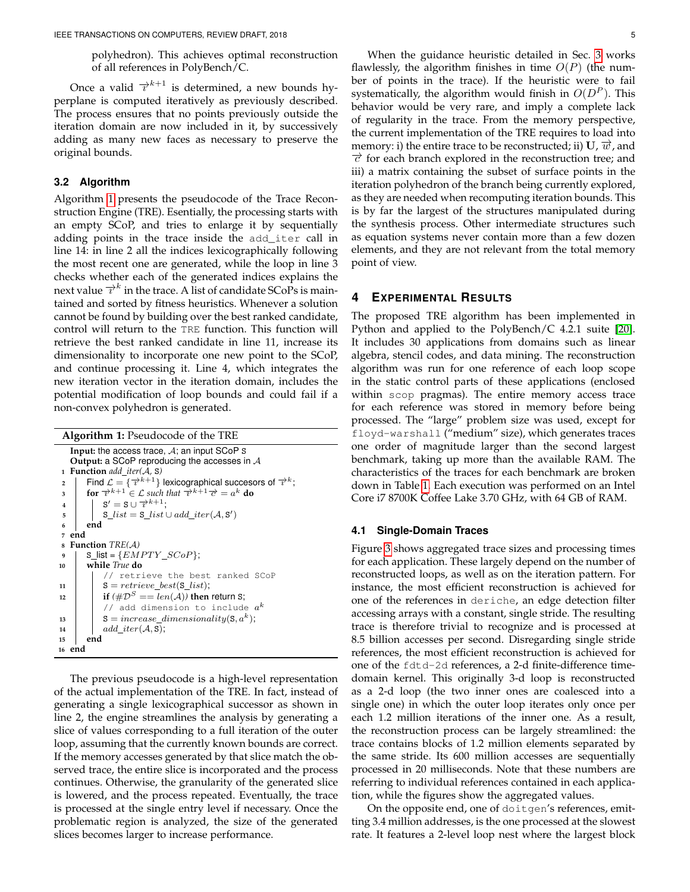polyhedron). This achieves optimal reconstruction of all references in PolyBench/C.

Once a valid $\vec{i}^{k+1}$ is determined, a new bounds hyperplane is computed iteratively as previously described. The process ensures that no points previously outside the iteration domain are now included in it, by successively adding as many new faces as necessary to preserve the original bounds.

### 3.2 Algorithm

Algorithm 1 presents the pseudocode of the Trace Reconstruction Engine (TRE). Esentially, the processing starts with an empty SCoP, and tries to enlarge it by sequentially adding points in the trace inside the `add_iter` call in line 14: in line 2 all the indices lexicographically following the most recent one are generated, while the loop in line 3 checks whether each of the generated indices explains the next value $\vec{i}^{k}$ in the trace. A list of candidate SCoPs is maintained and sorted by fitness heuristics. Whenever a solution cannot be found by building over the best ranked candidate, control will return to the `TRE` function. This function will retrieve the best ranked candidate in line 11, increase its dimensionality to incorporate one new point to the SCoP, and continue processing it. Line 4, which integrates the new iteration vector in the iteration domain, includes the potential modification of loop bounds and could fail if a non-convex polyhedron is generated.

**Algorithm 1:** Pseudocode of the TRE

```
   Input: the access trace, A; an input SCoP S
   Output: a SCoP reproducing the accesses in A
 1 Function add_iter(A, S)
 2   Find L = {i^{k+1}} lexicographical succesors of i^k;
 3   for i^{k+1} ∈ L such that i^{k+1}·c = a^k do
 4     S' = S ∪ i^{k+1};
 5     S_list = S_list ∪ add_iter(A, S')
 6   end
 7 end
 8 Function TRE(A)
 9   S_list = {EMPTY_SCoP};
10   while True do
       // retrieve the best ranked SCoP
11     S = retrieve_best(S_list);
12     if (#D^S == len(A)) then return S;
       // add dimension to include a^k
13     S = increase_dimensionality(S, a^k);
14     add_iter(A, S);
15   end
16 end
```

The previous pseudocode is a high-level representation of the actual implementation of the TRE. In fact, instead of generating a single lexicographical successor as shown in line 2, the engine streamlines the analysis by generating a slice of values corresponding to a full iteration of the outer loop, assuming that the currently known bounds are correct. If the memory accesses generated by that slice match the observed trace, the entire slice is incorporated and the process continues. Otherwise, the granularity of the generated slice is lowered, and the process repeated. Eventually, the trace is processed at the single entry level if necessary. Once the problematic region is analyzed, the size of the generated slices becomes larger to increase performance.

When the guidance heuristic detailed in Sec. 3 works flawlessly, the algorithm finishes in time $O(P)$ (the number of points in the trace). If the heuristic were to fail systematically, the algorithm would finish in $O(D^P)$. This behavior would be very rare, and imply a complete lack of regularity in the trace. From the memory perspective, the current implementation of the TRE requires to load into memory: i) the entire trace to be reconstructed; ii) $\mathbf{U}$, $\vec{w}$, and $\vec{c}$ for each branch explored in the reconstruction tree; and iii) a matrix containing the subset of surface points in the iteration polyhedron of the branch being currently explored, as they are needed when recomputing iteration bounds. This is by far the largest of the structures manipulated during the synthesis process. Other intermediate structures such as equation systems never contain more than a few dozen elements, and they are not relevant from the total memory point of view.

## 4 Experimental Results

The proposed TRE algorithm has been implemented in Python and applied to the PolyBench/C 4.2.1 suite [20]. It includes 30 applications from domains such as linear algebra, stencil codes, and data mining. The reconstruction algorithm was run for one reference of each loop scope in the static control parts of these applications (enclosed within `scop` pragmas). The entire memory access trace for each reference was stored in memory before being processed. The "large" problem size was used, except for `floyd-warshall` ("medium" size), which generates traces one order of magnitude larger than the second largest benchmark, taking up more than the available RAM. The characteristics of the traces for each benchmark are broken down in Table 1. Each execution was performed on an Intel Core i7 8700K Coffee Lake 3.70 GHz, with 64 GB of RAM.

### 4.1 Single-Domain Traces

Figure 3 shows aggregated trace sizes and processing times for each application. These largely depend on the number of reconstructed loops, as well as on the iteration pattern. For instance, the most efficient reconstruction is achieved for one of the references in `deriche`, an edge detection filter accessing arrays with a constant, single stride. The resulting trace is therefore trivial to recognize and is processed at 8.5 billion accesses per second. Disregarding single stride references, the most efficient reconstruction is achieved for one of the `fdtd-2d` references, a 2-d finite-difference time-domain kernel. This originally 3-d loop is reconstructed as a 2-d loop (the two inner ones are coalesced into a single one) in which the outer loop iterates only once per each 1.2 million iterations of the inner one. As a result, the reconstruction process can be largely streamlined: the trace contains blocks of 1.2 million elements separated by the same stride. Its 600 million accesses are sequentially processed in 20 milliseconds. Note that these numbers are referring to individual references contained in each application, while the figures show the aggregated values.

On the opposite end, one of `doitgen`'s references, emitting 3.4 million addresses, is the one processed at the slowest rate. It features a 2-level loop nest where the largest block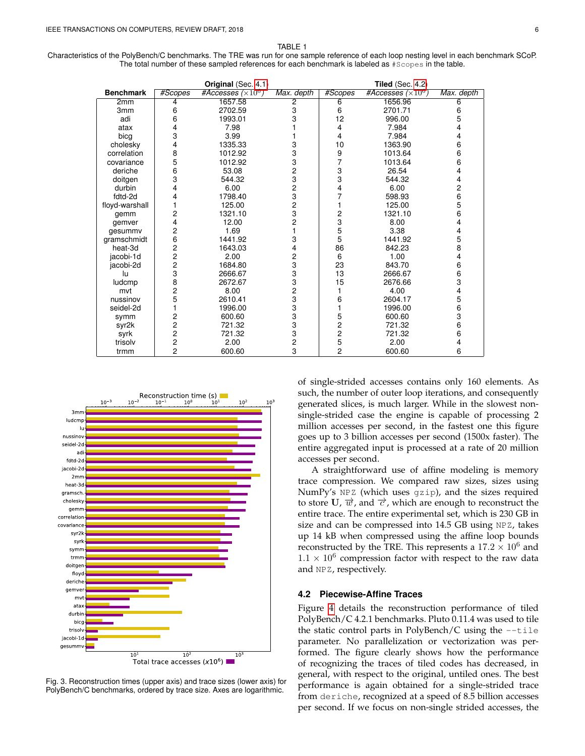TABLE 1

Characteristics of the PolyBench/C benchmarks. The TRE was run for one sample reference of each loop nesting level in each benchmark SCoP. The total number of these sampled references for each benchmark is labeled as `#Scopes` in the table.

| | **Original** (Sec. 4.1) | | | **Tiled** (Sec. 4.2) | | |
|---|---|---|---|---|---|---|
| **Benchmark** | *#Scopes* | *#Accesses* ($\times 10^6$) | *Max. depth* | *#Scopes* | *#Accesses* ($\times 10^6$) | *Max. depth* |
| 2mm | 4 | 1657.58 | 2 | 6 | 1656.96 | 6 |
| 3mm | 6 | 2702.59 | 3 | 6 | 2701.71 | 6 |
| adi | 6 | 1993.01 | 3 | 12 | 996.00 | 5 |
| atax | 4 | 7.98 | 1 | 4 | 7.984 | 4 |
| bicg | 3 | 3.99 | 1 | 4 | 7.984 | 4 |
| cholesky | 4 | 1335.33 | 3 | 10 | 1363.90 | 6 |
| correlation | 8 | 1012.92 | 3 | 9 | 1013.64 | 6 |
| covariance | 5 | 1012.92 | 3 | 7 | 1013.64 | 6 |
| deriche | 6 | 53.08 | 2 | 3 | 26.54 | 4 |
| doitgen | 3 | 544.32 | 3 | 3 | 544.32 | 4 |
| durbin | 4 | 6.00 | 2 | 4 | 6.00 | 2 |
| fdtd-2d | 4 | 1798.40 | 3 | 7 | 598.93 | 6 |
| floyd-warshall | 1 | 125.00 | 2 | 1 | 125.00 | 5 |
| gemm | 2 | 1321.10 | 3 | 2 | 1321.10 | 6 |
| gemver | 4 | 12.00 | 2 | 3 | 8.00 | 4 |
| gesummv | 2 | 1.69 | 1 | 5 | 3.38 | 4 |
| gramschmidt | 6 | 1441.92 | 3 | 5 | 1441.92 | 5 |
| heat-3d | 2 | 1643.03 | 4 | 86 | 842.23 | 8 |
| jacobi-1d | 2 | 2.00 | 2 | 6 | 1.00 | 4 |
| jacobi-2d | 2 | 1684.80 | 3 | 23 | 843.70 | 6 |
| lu | 3 | 2666.67 | 3 | 13 | 2666.67 | 6 |
| ludcmp | 8 | 2672.67 | 3 | 15 | 2676.66 | 3 |
| mvt | 2 | 8.00 | 2 | 1 | 4.00 | 4 |
| nussinov | 5 | 2610.41 | 3 | 6 | 2604.17 | 5 |
| seidel-2d | 1 | 1996.00 | 3 | 1 | 1996.00 | 6 |
| symm | 2 | 600.60 | 3 | 5 | 600.60 | 3 |
| syr2k | 2 | 721.32 | 3 | 2 | 721.32 | 6 |
| syrk | 2 | 721.32 | 3 | 2 | 721.32 | 6 |
| trisolv | 2 | 2.00 | 2 | 5 | 2.00 | 4 |
| trmm | 2 | 600.60 | 3 | 2 | 600.60 | 6 |

Fig. 3. Reconstruction times (upper axis) and trace sizes (lower axis) for PolyBench/C benchmarks, ordered by trace size. Axes are logarithmic.

of single-strided accesses contains only 160 elements. As such, the number of outer loop iterations, and consequently generated slices, is much larger. While in the slowest non-single-strided case the engine is capable of processing 2 million accesses per second, in the fastest one this figure goes up to 3 billion accesses per second (1500x faster). The entire aggregated input is processed at a rate of 20 million accesses per second.

A straightforward use of affine modeling is memory trace compression. We compared raw sizes, sizes using NumPy's `NPZ` (which uses `gzip`), and the sizes required to store $\mathbf{U}$, $\overrightarrow{w}$, and $\overrightarrow{c}$, which are enough to reconstruct the entire trace. The entire experimental set, which is 230 GB in size and can be compressed into 14.5 GB using `NPZ`, takes up 14 kB when compressed using the affine loop bounds reconstructed by the TRE. This represents a $17.2 \times 10^6$ and $1.1 \times 10^6$ compression factor with respect to the raw data and `NPZ`, respectively.

### 4.2 Piecewise-Affine Traces

Figure 4 details the reconstruction performance of tiled PolyBench/C 4.2.1 benchmarks. Pluto 0.11.4 was used to tile the static control parts in PolyBench/C using the `--tile` parameter. No parallelization or vectorization was performed. The figure clearly shows how the performance of recognizing the traces of tiled codes has decreased, in general, with respect to the original, untiled ones. The best performance is again obtained for a single-strided trace from `deriche`, recognized at a speed of 8.5 billion accesses per second. If we focus on non-single strided accesses, the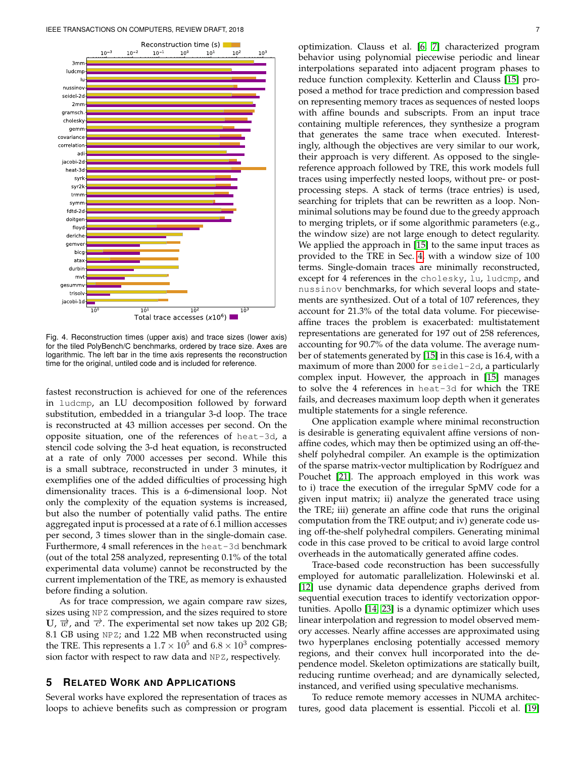Fig. 4. Reconstruction times (upper axis) and trace sizes (lower axis) for the tiled PolyBench/C benchmarks, ordered by trace size. Axes are logarithmic. The left bar in the time axis represents the reconstruction time for the original, untiled code and is included for reference.

fastest reconstruction is achieved for one of the references in `ludcmp`, an LU decomposition followed by forward substitution, embedded in a triangular 3-d loop. The trace is reconstructed at 43 million accesses per second. On the opposite situation, one of the references of `heat-3d`, a stencil code solving the 3-d heat equation, is reconstructed at a rate of only 7000 accesses per second. While this is a small subtrace, reconstructed in under 3 minutes, it exemplifies one of the added difficulties of processing high dimensionality traces. This is a 6-dimensional loop. Not only the complexity of the equation systems is increased, but also the number of potentially valid paths. The entire aggregated input is processed at a rate of 6.1 million accesses per second, 3 times slower than in the single-domain case. Furthermore, 4 small references in the `heat-3d` benchmark (out of the total 258 analyzed, representing 0.1% of the total experimental data volume) cannot be reconstructed by the current implementation of the TRE, as memory is exhausted before finding a solution.

As for trace compression, we again compare raw sizes, sizes using `NPZ` compression, and the sizes required to store $\mathbf{U}$, $\overrightarrow{w}$, and $\overrightarrow{c}$. The experimental set now takes up 202 GB; 8.1 GB using `NPZ`; and 1.22 MB when reconstructed using the TRE. This represents a $1.7 \times 10^5$ and $6.8 \times 10^3$ compression factor with respect to raw data and `NPZ`, respectively.

## 5 Related Work and Applications

Several works have explored the representation of traces as loops to achieve benefits such as compression or program optimization. Clauss et al. [6, 7] characterized program behavior using polynomial piecewise periodic and linear interpolations separated into adjacent program phases to reduce function complexity. Ketterlin and Clauss [15] proposed a method for trace prediction and compression based on representing memory traces as sequences of nested loops with affine bounds and subscripts. From an input trace containing multiple references, they synthesize a program that generates the same trace when executed. Interestingly, although the objectives are very similar to our work, their approach is very different. As opposed to the single-reference approach followed by TRE, this work models full traces using imperfectly nested loops, without pre- or post-processing steps. A stack of terms (trace entries) is used, searching for triplets that can be rewritten as a loop. Non-minimal solutions may be found due to the greedy approach to merging triplets, or if some algorithmic parameters (e.g., the window size) are not large enough to detect regularity. We applied the approach in [15] to the same input traces as provided to the TRE in Sec. 4, with a window size of 100 terms. Single-domain traces are minimally reconstructed, except for 4 references in the `cholesky`, `lu`, `ludcmp`, and `nussinov` benchmarks, for which several loops and statements are synthesized. Out of a total of 107 references, they account for 21.3% of the total data volume. For piecewise-affine traces the problem is exacerbated: multistatement representations are generated for 197 out of 258 references, accounting for 90.7% of the data volume. The average number of statements generated by [15] in this case is 16.4, with a maximum of more than 2000 for `seidel-2d`, a particularly complex input. However, the approach in [15] manages to solve the 4 references in `heat-3d` for which the TRE fails, and decreases maximum loop depth when it generates multiple statements for a single reference.

One application example where minimal reconstruction is desirable is generating equivalent affine versions of non-affine codes, which may then be optimized using an off-the-shelf polyhedral compiler. An example is the optimization of the sparse matrix-vector multiplication by Rodríguez and Pouchet [21]. The approach employed in this work was to i) trace the execution of the irregular SpMV code for a given input matrix; ii) analyze the generated trace using the TRE; iii) generate an affine code that runs the original computation from the TRE output; and iv) generate code using off-the-shelf polyhedral compilers. Generating minimal code in this case proved to be critical to avoid large control overheads in the automatically generated affine codes.

Trace-based code reconstruction has been successfully employed for automatic parallelization. Holewinski et al. [12] use dynamic data dependence graphs derived from sequential execution traces to identify vectorization opportunities. Apollo [14, 23] is a dynamic optimizer which uses linear interpolation and regression to model observed memory accesses. Nearly affine accesses are approximated using two hyperplanes enclosing potentially accessed memory regions, and their convex hull incorporated into the dependence model. Skeleton optimizations are statically built, reducing runtime overhead; and are dynamically selected, instanced, and verified using speculative mechanisms.

To reduce remote memory accesses in NUMA architectures, good data placement is essential. Piccoli et al. [19]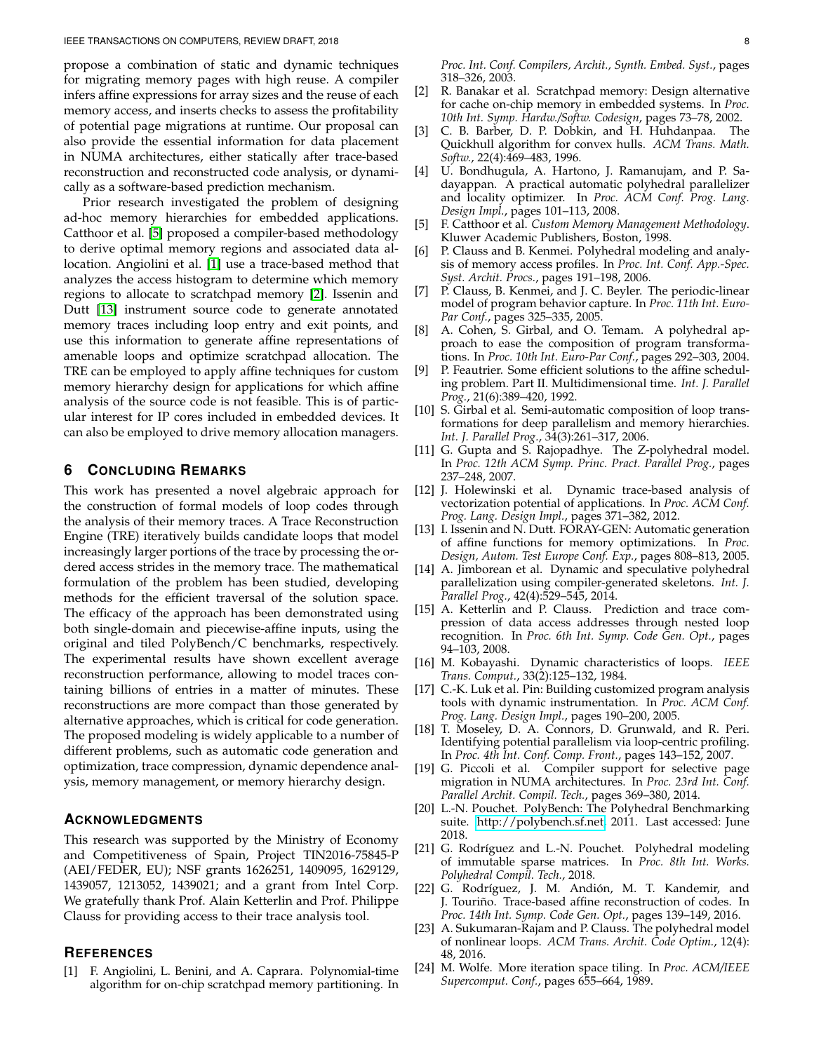propose a combination of static and dynamic techniques for migrating memory pages with high reuse. A compiler infers affine expressions for array sizes and the reuse of each memory access, and inserts checks to assess the profitability of potential page migrations at runtime. Our proposal can also provide the essential information for data placement in NUMA architectures, either statically after trace-based reconstruction and reconstructed code analysis, or dynamically as a software-based prediction mechanism.

Prior research investigated the problem of designing ad-hoc memory hierarchies for embedded applications. Catthoor et al. [5] proposed a compiler-based methodology to derive optimal memory regions and associated data allocation. Angiolini et al. [1] use a trace-based method that analyzes the access histogram to determine which memory regions to allocate to scratchpad memory [2]. Issenin and Dutt [13] instrument source code to generate annotated memory traces including loop entry and exit points, and use this information to generate affine representations of amenable loops and optimize scratchpad allocation. The TRE can be employed to apply affine techniques for custom memory hierarchy design for applications for which affine analysis of the source code is not feasible. This is of particular interest for IP cores included in embedded devices. It can also be employed to drive memory allocation managers.

## 6 Concluding Remarks

This work has presented a novel algebraic approach for the construction of formal models of loop codes through the analysis of their memory traces. A Trace Reconstruction Engine (TRE) iteratively builds candidate loops that model increasingly larger portions of the trace by processing the ordered access strides in the memory trace. The mathematical formulation of the problem has been studied, developing methods for the efficient traversal of the solution space. The efficacy of the approach has been demonstrated using both single-domain and piecewise-affine inputs, using the original and tiled PolyBench/C benchmarks, respectively. The experimental results have shown excellent average reconstruction performance, allowing to model traces containing billions of entries in a matter of minutes. These reconstructions are more compact than those generated by alternative approaches, which is critical for code generation. The proposed modeling is widely applicable to a number of different problems, such as automatic code generation and optimization, trace compression, dynamic dependence analysis, memory management, or memory hierarchy design.

## Acknowledgments

This research was supported by the Ministry of Economy and Competitiveness of Spain, Project TIN2016-75845-P (AEI/FEDER, EU); NSF grants 1626251, 1409095, 1629129, 1439057, 1213052, 1439021; and a grant from Intel Corp. We gratefully thank Prof. Alain Ketterlin and Prof. Philippe Clauss for providing access to their trace analysis tool.

## References

[1] F. Angiolini, L. Benini, and A. Caprara. Polynomial-time algorithm for on-chip scratchpad memory partitioning. In *Proc. Int. Conf. Compilers, Archit., Synth. Embed. Syst.*, pages 318–326, 2003.

[2] R. Banakar et al. Scratchpad memory: Design alternative for cache on-chip memory in embedded systems. In *Proc. 10th Int. Symp. Hardw./Softw. Codesign*, pages 73–78, 2002.

[3] C. B. Barber, D. P. Dobkin, and H. Huhdanpaa. The Quickhull algorithm for convex hulls. *ACM Trans. Math. Softw.*, 22(4):469–483, 1996.

[4] U. Bondhugula, A. Hartono, J. Ramanujam, and P. Sadayappan. A practical automatic polyhedral parallelizer and locality optimizer. In *Proc. ACM Conf. Prog. Lang. Design Impl.*, pages 101–113, 2008.

[5] F. Catthoor et al. *Custom Memory Management Methodology*. Kluwer Academic Publishers, Boston, 1998.

[6] P. Clauss and B. Kenmei. Polyhedral modeling and analysis of memory access profiles. In *Proc. Int. Conf. App.-Spec. Syst. Archit. Procs.*, pages 191–198, 2006.

[7] P. Clauss, B. Kenmei, and J. C. Beyler. The periodic-linear model of program behavior capture. In *Proc. 11th Int. Euro-Par Conf.*, pages 325–335, 2005.

[8] A. Cohen, S. Girbal, and O. Temam. A polyhedral approach to ease the composition of program transformations. In *Proc. 10th Int. Euro-Par Conf.*, pages 292–303, 2004.

[9] P. Feautrier. Some efficient solutions to the affine scheduling problem. Part II. Multidimensional time. *Int. J. Parallel Prog.*, 21(6):389–420, 1992.

[10] S. Girbal et al. Semi-automatic composition of loop transformations for deep parallelism and memory hierarchies. *Int. J. Parallel Prog.*, 34(3):261–317, 2006.

[11] G. Gupta and S. Rajopadhye. The Z-polyhedral model. In *Proc. 12th ACM Symp. Princ. Pract. Parallel Prog.*, pages 237–248, 2007.

[12] J. Holewinski et al. Dynamic trace-based analysis of vectorization potential of applications. In *Proc. ACM Conf. Prog. Lang. Design Impl.*, pages 371–382, 2012.

[13] I. Issenin and N. Dutt. FORAY-GEN: Automatic generation of affine functions for memory optimizations. In *Proc. Design, Autom. Test Europe Conf. Exp.*, pages 808–813, 2005.

[14] A. Jimborean et al. Dynamic and speculative polyhedral parallelization using compiler-generated skeletons. *Int. J. Parallel Prog.*, 42(4):529–545, 2014.

[15] A. Ketterlin and P. Clauss. Prediction and trace compression of data access addresses through nested loop recognition. In *Proc. 6th Int. Symp. Code Gen. Opt.*, pages 94–103, 2008.

[16] M. Kobayashi. Dynamic characteristics of loops. *IEEE Trans. Comput.*, 33(2):125–132, 1984.

[17] C.-K. Luk et al. Pin: Building customized program analysis tools with dynamic instrumentation. In *Proc. ACM Conf. Prog. Lang. Design Impl.*, pages 190–200, 2005.

[18] T. Moseley, D. A. Connors, D. Grunwald, and R. Peri. Identifying potential parallelism via loop-centric profiling. In *Proc. 4th Int. Conf. Comp. Front.*, pages 143–152, 2007.

[19] G. Piccoli et al. Compiler support for selective page migration in NUMA architectures. In *Proc. 23rd Int. Conf. Parallel Archit. Compil. Tech.*, pages 369–380, 2014.

[20] L.-N. Pouchet. PolyBench: The Polyhedral Benchmarking suite. http://polybench.sf.net, 2011. Last accessed: June 2018.

[21] G. Rodríguez and L.-N. Pouchet. Polyhedral modeling of immutable sparse matrices. In *Proc. 8th Int. Works. Polyhedral Compil. Tech.*, 2018.

[22] G. Rodríguez, J. M. Andión, M. T. Kandemir, and J. Touriño. Trace-based affine reconstruction of codes. In *Proc. 14th Int. Symp. Code Gen. Opt.*, pages 139–149, 2016.

[23] A. Sukumaran-Rajam and P. Clauss. The polyhedral model of nonlinear loops. *ACM Trans. Archit. Code Optim.*, 12(4): 48, 2016.

[24] M. Wolfe. More iteration space tiling. In *Proc. ACM/IEEE Supercomput. Conf.*, pages 655–664, 1989.